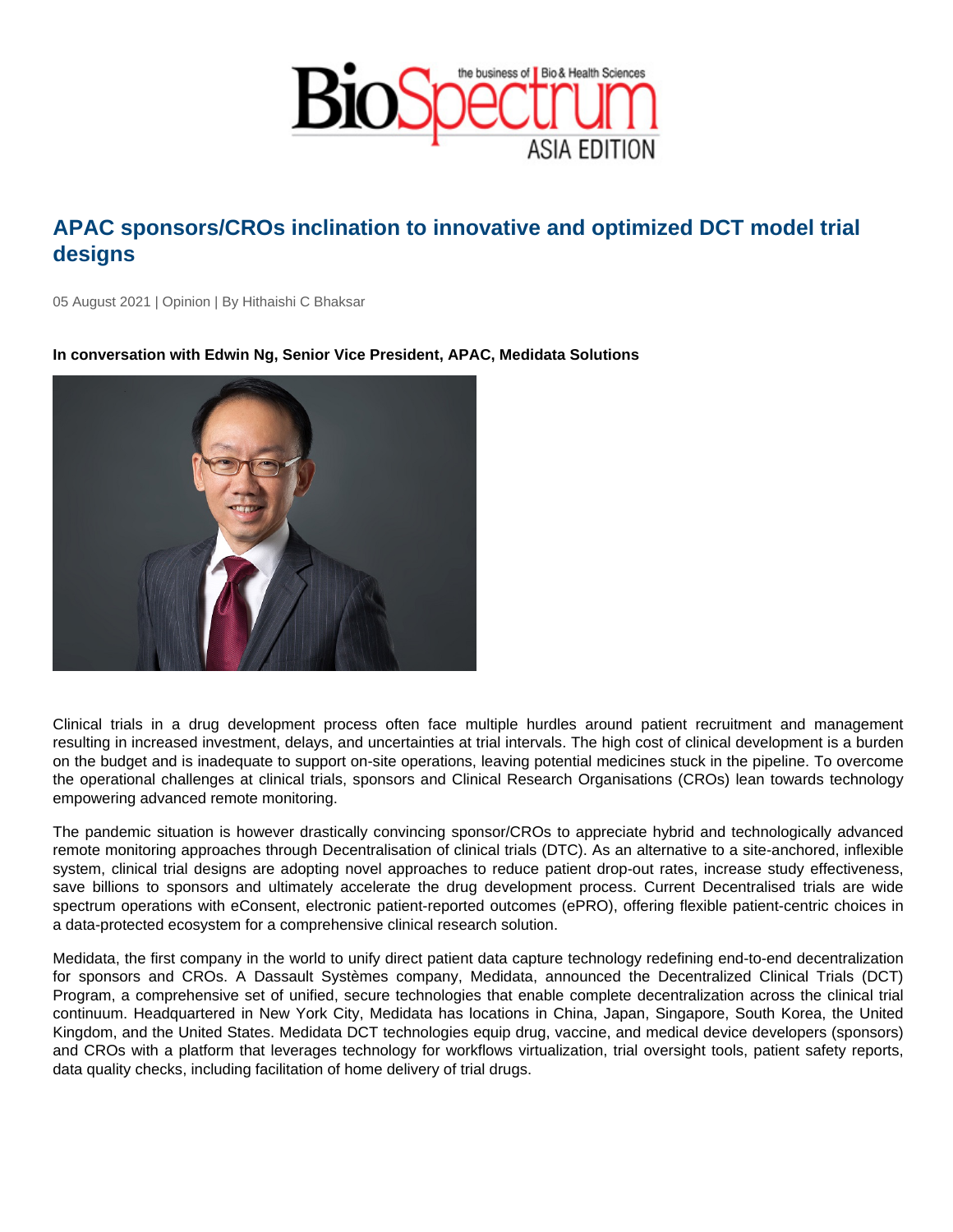# APAC sponsors/CROs inclination to innovative and optimized DCT model trial designs

05 August 2021 | Opinion | By Hithaishi C Bhaksar

**In conversation with Edwin Ng, Senior Vice President, APAC, Medidata Solutions**

Clinical trials in a drug development process often face multiple hurdles around patient recruitment and management resulting in increased investment, delays, and uncertainties at trial intervals. The high cost of clinical development is a burden on the budget and is inadequate to support on-site operations, leaving potential medicines stuck in the pipeline. To overcome the operational challenges at clinical trials, sponsors and Clinical Research Organisations (CROs) lean towards technology empowering advanced remote monitoring.

The pandemic situation is however drastically convincing sponsor/CROs to appreciate hybrid and technologically advanced remote monitoring approaches through Decentralisation of clinical trials (DTC). As an alternative to a site-anchored, inflexible system, clinical trial designs are adopting novel approaches to reduce patient drop-out rates, increase study effectiveness, save billions to sponsors and ultimately accelerate the drug development process. Current Decentralised trials are wide spectrum operations with eConsent, electronic patient-reported outcomes (ePRO), offering flexible patient-centric choices in a data-protected ecosystem for a comprehensive clinical research solution.

Medidata, the first company in the world to unify direct patient data capture technology redefining end-to-end decentralization for sponsors and CROs. A Dassault Systèmes company, Medidata, announced the Decentralized Clinical Trials (DCT) Program, a comprehensive set of unified, secure technologies that enable complete decentralization across the clinical trial continuum. Headquartered in New York City, Medidata has locations in China, Japan, Singapore, South Korea, the United Kingdom, and the United States. Medidata DCT technologies equip drug, vaccine, and medical device developers (sponsors) and CROs with a platform that leverages technology for workflows virtualization, trial oversight tools, patient safety reports, data quality checks, including facilitation of home delivery of trial drugs.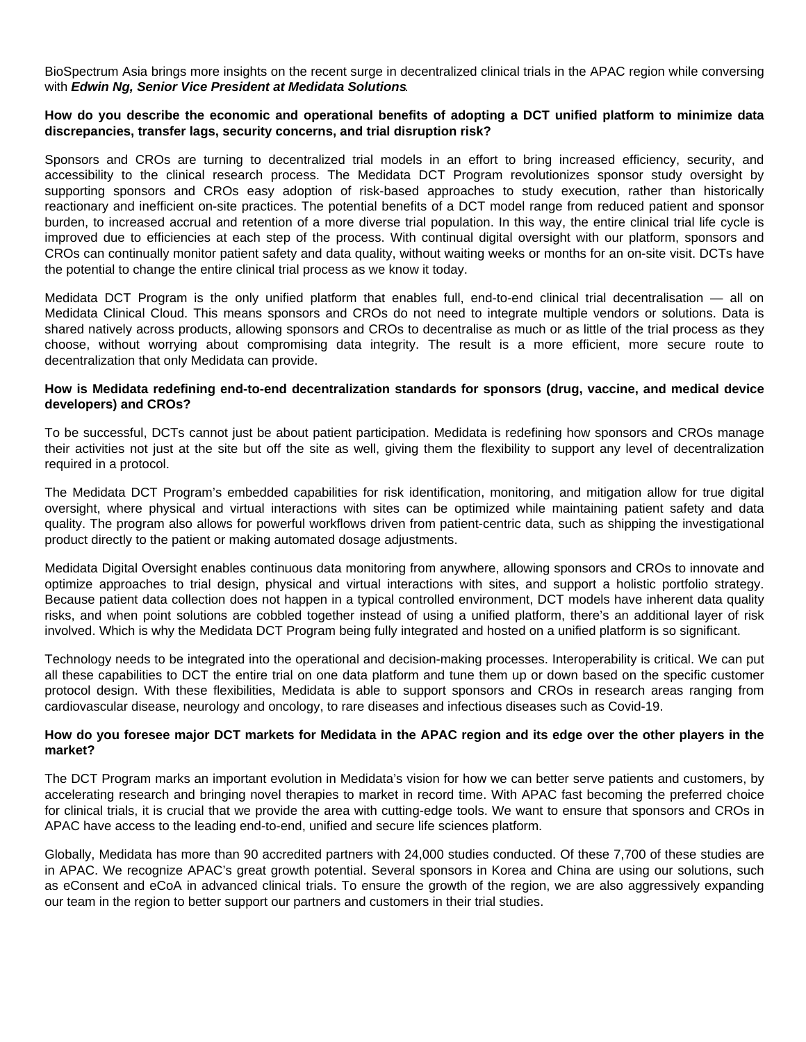BioSpectrum Asia brings more insights on the recent surge in decentralized clinical trials in the APAC region while conversing with ***Edwin Ng, Senior Vice President at Medidata Solutions***.

**How do you describe the economic and operational benefits of adopting a DCT unified platform to minimize data discrepancies, transfer lags, security concerns, and trial disruption risk?**

Sponsors and CROs are turning to decentralized trial models in an effort to bring increased efficiency, security, and accessibility to the clinical research process. The Medidata DCT Program revolutionizes sponsor study oversight by supporting sponsors and CROs easy adoption of risk-based approaches to study execution, rather than historically reactionary and inefficient on-site practices. The potential benefits of a DCT model range from reduced patient and sponsor burden, to increased accrual and retention of a more diverse trial population. In this way, the entire clinical trial life cycle is improved due to efficiencies at each step of the process. With continual digital oversight with our platform, sponsors and CROs can continually monitor patient safety and data quality, without waiting weeks or months for an on-site visit. DCTs have the potential to change the entire clinical trial process as we know it today.

Medidata DCT Program is the only unified platform that enables full, end-to-end clinical trial decentralisation — all on Medidata Clinical Cloud. This means sponsors and CROs do not need to integrate multiple vendors or solutions. Data is shared natively across products, allowing sponsors and CROs to decentralise as much or as little of the trial process as they choose, without worrying about compromising data integrity. The result is a more efficient, more secure route to decentralization that only Medidata can provide.

**How is Medidata redefining end-to-end decentralization standards for sponsors (drug, vaccine, and medical device developers) and CROs?**

To be successful, DCTs cannot just be about patient participation. Medidata is redefining how sponsors and CROs manage their activities not just at the site but off the site as well, giving them the flexibility to support any level of decentralization required in a protocol.

The Medidata DCT Program's embedded capabilities for risk identification, monitoring, and mitigation allow for true digital oversight, where physical and virtual interactions with sites can be optimized while maintaining patient safety and data quality. The program also allows for powerful workflows driven from patient-centric data, such as shipping the investigational product directly to the patient or making automated dosage adjustments.

Medidata Digital Oversight enables continuous data monitoring from anywhere, allowing sponsors and CROs to innovate and optimize approaches to trial design, physical and virtual interactions with sites, and support a holistic portfolio strategy. Because patient data collection does not happen in a typical controlled environment, DCT models have inherent data quality risks, and when point solutions are cobbled together instead of using a unified platform, there's an additional layer of risk involved. Which is why the Medidata DCT Program being fully integrated and hosted on a unified platform is so significant.

Technology needs to be integrated into the operational and decision-making processes. Interoperability is critical. We can put all these capabilities to DCT the entire trial on one data platform and tune them up or down based on the specific customer protocol design. With these flexibilities, Medidata is able to support sponsors and CROs in research areas ranging from cardiovascular disease, neurology and oncology, to rare diseases and infectious diseases such as Covid-19.

**How do you foresee major DCT markets for Medidata in the APAC region and its edge over the other players in the market?**

The DCT Program marks an important evolution in Medidata's vision for how we can better serve patients and customers, by accelerating research and bringing novel therapies to market in record time. With APAC fast becoming the preferred choice for clinical trials, it is crucial that we provide the area with cutting-edge tools. We want to ensure that sponsors and CROs in APAC have access to the leading end-to-end, unified and secure life sciences platform.

Globally, Medidata has more than 90 accredited partners with 24,000 studies conducted. Of these 7,700 of these studies are in APAC. We recognize APAC's great growth potential. Several sponsors in Korea and China are using our solutions, such as eConsent and eCoA in advanced clinical trials. To ensure the growth of the region, we are also aggressively expanding our team in the region to better support our partners and customers in their trial studies.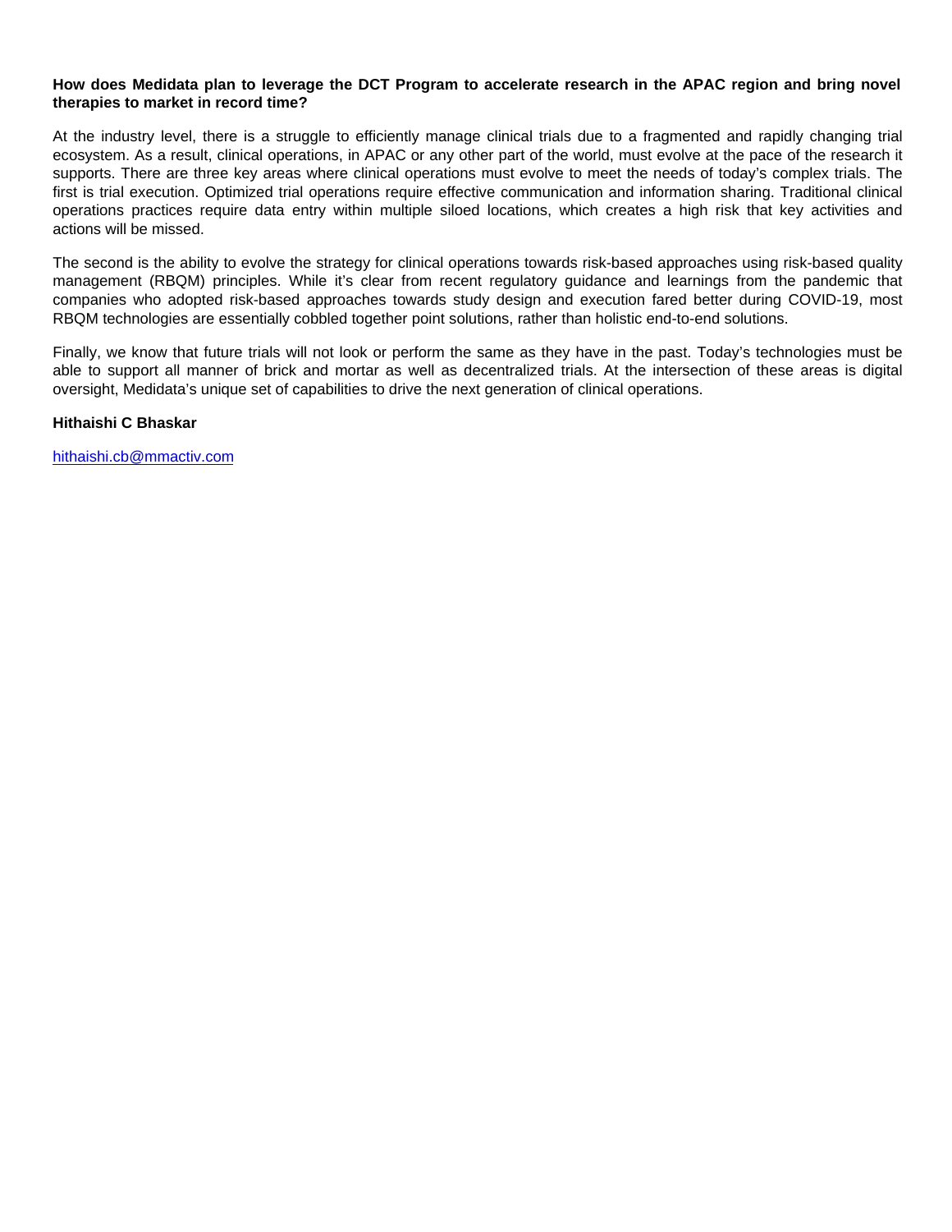**How does Medidata plan to leverage the DCT Program to accelerate research in the APAC region and bring novel therapies to market in record time?**

At the industry level, there is a struggle to efficiently manage clinical trials due to a fragmented and rapidly changing trial ecosystem. As a result, clinical operations, in APAC or any other part of the world, must evolve at the pace of the research it supports. There are three key areas where clinical operations must evolve to meet the needs of today's complex trials. The first is trial execution. Optimized trial operations require effective communication and information sharing. Traditional clinical operations practices require data entry within multiple siloed locations, which creates a high risk that key activities and actions will be missed.

The second is the ability to evolve the strategy for clinical operations towards risk-based approaches using risk-based quality management (RBQM) principles. While it's clear from recent regulatory guidance and learnings from the pandemic that companies who adopted risk-based approaches towards study design and execution fared better during COVID-19, most RBQM technologies are essentially cobbled together point solutions, rather than holistic end-to-end solutions.

Finally, we know that future trials will not look or perform the same as they have in the past. Today's technologies must be able to support all manner of brick and mortar as well as decentralized trials. At the intersection of these areas is digital oversight, Medidata's unique set of capabilities to drive the next generation of clinical operations.

**Hithaishi C Bhaskar**

hithaishi.cb@mmactiv.com